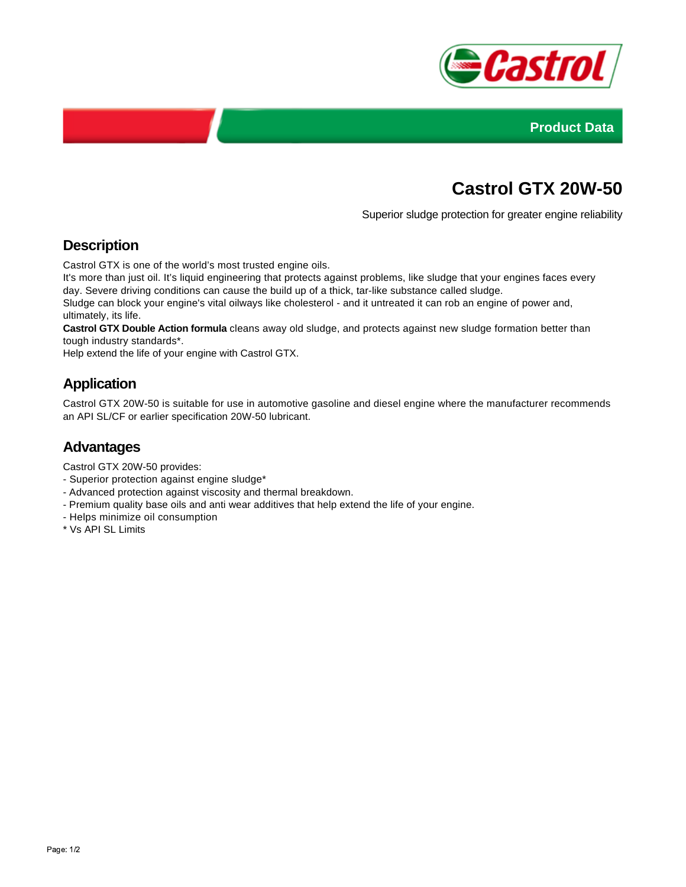Product Data

# Castrol GTX 20W-50

Superior sludge protection for greater engine reliability

## Description

Castrol GTX is one of the world's most trusted engine oils.
It's more than just oil. It's liquid engineering that protects against problems, like sludge that your engines faces every day. Severe driving conditions can cause the build up of a thick, tar-like substance called sludge.
Sludge can block your engine's vital oilways like cholesterol - and it untreated it can rob an engine of power and, ultimately, its life.
**Castrol GTX Double Action formula** cleans away old sludge, and protects against new sludge formation better than tough industry standards*.
Help extend the life of your engine with Castrol GTX.

## Application

Castrol GTX 20W-50 is suitable for use in automotive gasoline and diesel engine where the manufacturer recommends an API SL/CF or earlier specification 20W-50 lubricant.

## Advantages

Castrol GTX 20W-50 provides:
- Superior protection against engine sludge*
- Advanced protection against viscosity and thermal breakdown.
- Premium quality base oils and anti wear additives that help extend the life of your engine.
- Helps minimize oil consumption

* Vs API SL Limits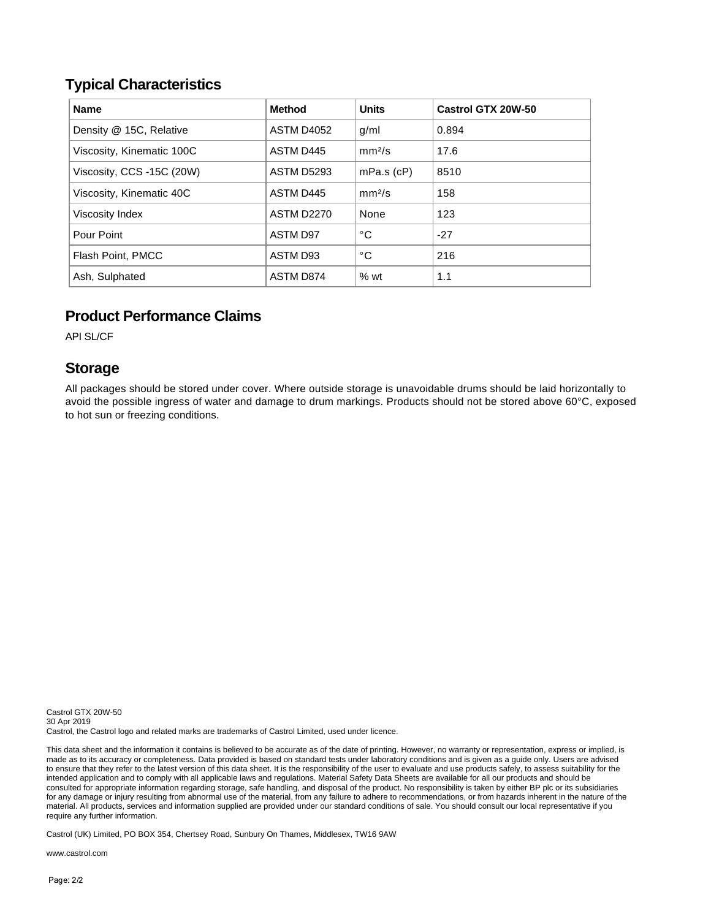## Typical Characteristics

| Name | Method | Units | Castrol GTX 20W-50 |
|---|---|---|---|
| Density @ 15C, Relative | ASTM D4052 | g/ml | 0.894 |
| Viscosity, Kinematic 100C | ASTM D445 | $mm^2/s$ | 17.6 |
| Viscosity, CCS -15C (20W) | ASTM D5293 | mPa.s (cP) | 8510 |
| Viscosity, Kinematic 40C | ASTM D445 | $mm^2/s$ | 158 |
| Viscosity Index | ASTM D2270 | None | 123 |
| Pour Point | ASTM D97 | °C | -27 |
| Flash Point, PMCC | ASTM D93 | °C | 216 |
| Ash, Sulphated | ASTM D874 | % wt | 1.1 |

## Product Performance Claims

API SL/CF

## Storage

All packages should be stored under cover. Where outside storage is unavoidable drums should be laid horizontally to avoid the possible ingress of water and damage to drum markings. Products should not be stored above 60°C, exposed to hot sun or freezing conditions.

Castrol GTX 20W-50
30 Apr 2019
Castrol, the Castrol logo and related marks are trademarks of Castrol Limited, used under licence.

This data sheet and the information it contains is believed to be accurate as of the date of printing. However, no warranty or representation, express or implied, is made as to its accuracy or completeness. Data provided is based on standard tests under laboratory conditions and is given as a guide only. Users are advised to ensure that they refer to the latest version of this data sheet. It is the responsibility of the user to evaluate and use products safely, to assess suitability for the intended application and to comply with all applicable laws and regulations. Material Safety Data Sheets are available for all our products and should be consulted for appropriate information regarding storage, safe handling, and disposal of the product. No responsibility is taken by either BP plc or its subsidiaries for any damage or injury resulting from abnormal use of the material, from any failure to adhere to recommendations, or from hazards inherent in the nature of the material. All products, services and information supplied are provided under our standard conditions of sale. You should consult our local representative if you require any further information.

Castrol (UK) Limited, PO BOX 354, Chertsey Road, Sunbury On Thames, Middlesex, TW16 9AW

www.castrol.com